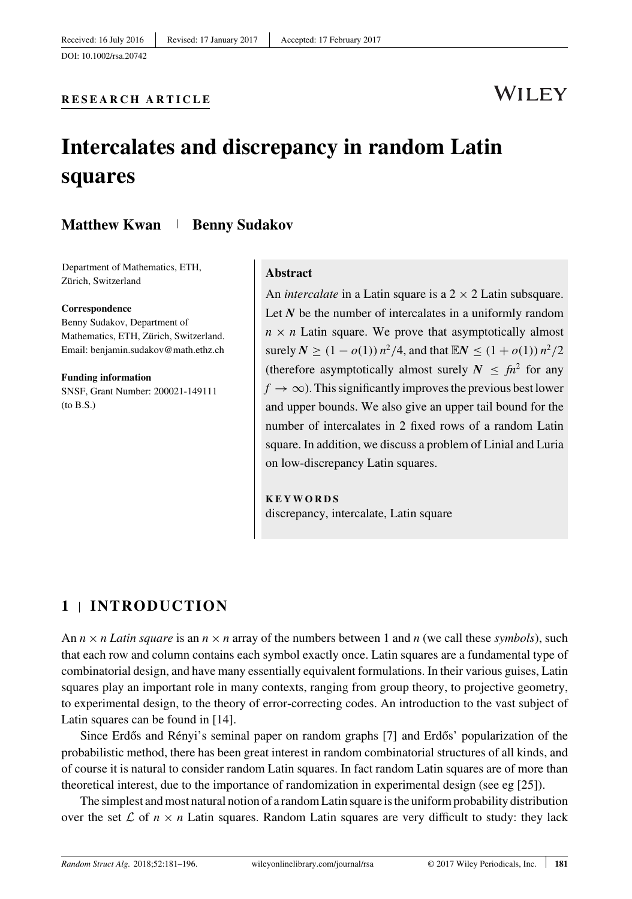Received: 16 July 2016 | Revised: 17 January 2017 | Accepted: 17 February 2017

DOI: 10.1002/rsa.20742

**RESEARCH ARTICLE**

# Intercalates and discrepancy in random Latin squares

**Matthew Kwan | Benny Sudakov**

Department of Mathematics, ETH, Zürich, Switzerland

**Correspondence**
Benny Sudakov, Department of Mathematics, ETH, Zürich, Switzerland.
Email: benjamin.sudakov@math.ethz.ch

**Funding information**
SNSF, Grant Number: 200021-149111 (to B.S.)

**Abstract**

An *intercalate* in a Latin square is a $2 \times 2$ Latin subsquare. Let $\boldsymbol{N}$ be the number of intercalates in a uniformly random $n \times n$ Latin square. We prove that asymptotically almost surely $\boldsymbol{N} \geq (1 - o(1))\, n^2/4$, and that $\mathbb{E}\boldsymbol{N} \leq (1 + o(1))\, n^2/2$ (therefore asymptotically almost surely $\boldsymbol{N} \leq fn^2$ for any $f \to \infty$). This significantly improves the previous best lower and upper bounds. We also give an upper tail bound for the number of intercalates in 2 fixed rows of a random Latin square. In addition, we discuss a problem of Linial and Luria on low-discrepancy Latin squares.

**KEYWORDS**
discrepancy, intercalate, Latin square

## 1 | INTRODUCTION

An $n \times n$ *Latin square* is an $n \times n$ array of the numbers between 1 and $n$ (we call these *symbols*), such that each row and column contains each symbol exactly once. Latin squares are a fundamental type of combinatorial design, and have many essentially equivalent formulations. In their various guises, Latin squares play an important role in many contexts, ranging from group theory, to projective geometry, to experimental design, to the theory of error-correcting codes. An introduction to the vast subject of Latin squares can be found in [14].

Since Erdős and Rényi's seminal paper on random graphs [7] and Erdős' popularization of the probabilistic method, there has been great interest in random combinatorial structures of all kinds, and of course it is natural to consider random Latin squares. In fact random Latin squares are of more than theoretical interest, due to the importance of randomization in experimental design (see eg [25]).

The simplest and most natural notion of a random Latin square is the uniform probability distribution over the set $\mathcal{L}$ of $n \times n$ Latin squares. Random Latin squares are very difficult to study: they lack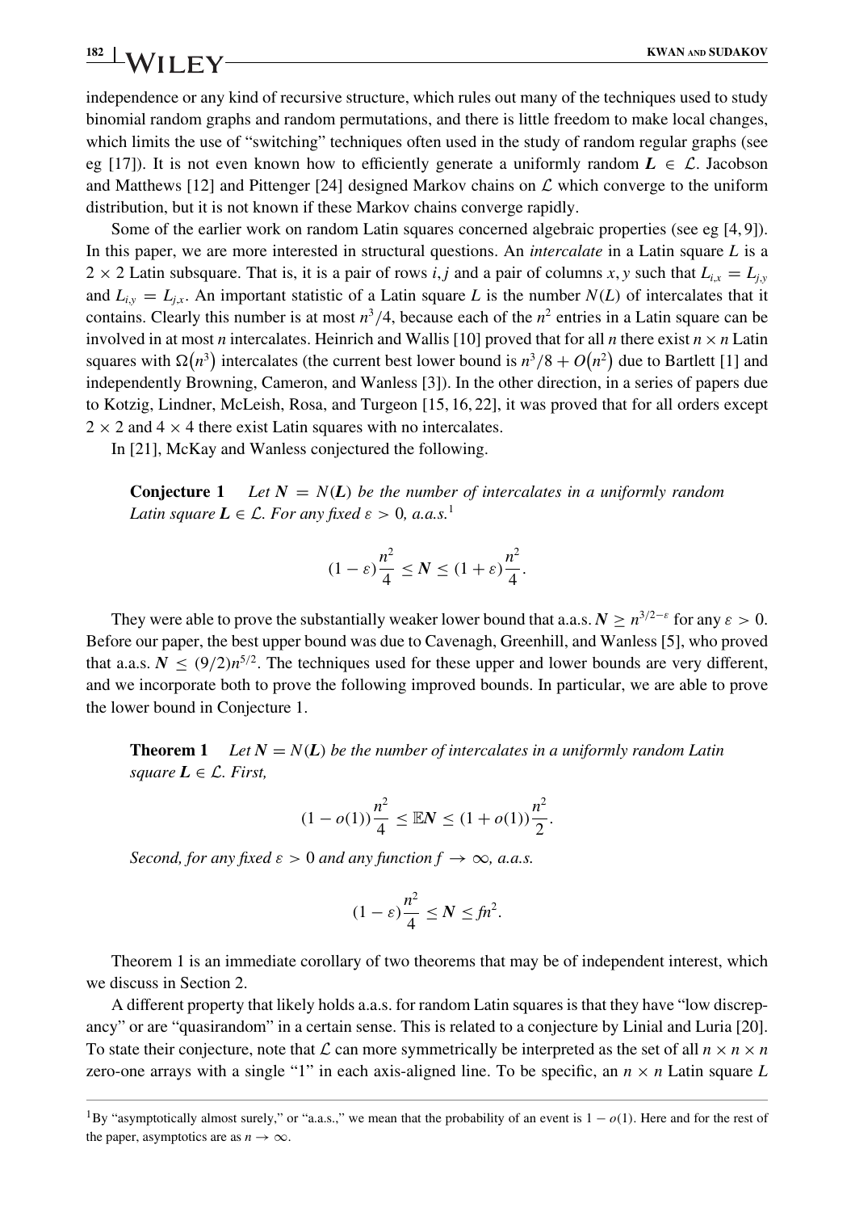independence or any kind of recursive structure, which rules out many of the techniques used to study binomial random graphs and random permutations, and there is little freedom to make local changes, which limits the use of "switching" techniques often used in the study of random regular graphs (see eg [17]). It is not even known how to efficiently generate a uniformly random $\boldsymbol{L} \in \mathcal{L}$. Jacobson and Matthews [12] and Pittenger [24] designed Markov chains on $\mathcal{L}$ which converge to the uniform distribution, but it is not known if these Markov chains converge rapidly.

Some of the earlier work on random Latin squares concerned algebraic properties (see eg [4, 9]). In this paper, we are more interested in structural questions. An *intercalate* in a Latin square $L$ is a $2 \times 2$ Latin subsquare. That is, it is a pair of rows $i, j$ and a pair of columns $x, y$ such that $L_{i,x} = L_{j,y}$ and $L_{i,y} = L_{j,x}$. An important statistic of a Latin square $L$ is the number $N(L)$ of intercalates that it contains. Clearly this number is at most $n^3/4$, because each of the $n^2$ entries in a Latin square can be involved in at most $n$ intercalates. Heinrich and Wallis [10] proved that for all $n$ there exist $n \times n$ Latin squares with $\Omega(n^3)$ intercalates (the current best lower bound is $n^3/8 + O(n^2)$ due to Bartlett [1] and independently Browning, Cameron, and Wanless [3]). In the other direction, in a series of papers due to Kotzig, Lindner, McLeish, Rosa, and Turgeon [15, 16, 22], it was proved that for all orders except $2 \times 2$ and $4 \times 4$ there exist Latin squares with no intercalates.

In [21], McKay and Wanless conjectured the following.

**Conjecture 1** *Let $\boldsymbol{N} = N(\boldsymbol{L})$ be the number of intercalates in a uniformly random Latin square $\boldsymbol{L} \in \mathcal{L}$. For any fixed $\varepsilon > 0$, a.a.s.*[1]

$$(1-\varepsilon)\frac{n^2}{4} \leq \boldsymbol{N} \leq (1+\varepsilon)\frac{n^2}{4}.$$

They were able to prove the substantially weaker lower bound that a.a.s. $\boldsymbol{N} \geq n^{3/2-\varepsilon}$ for any $\varepsilon > 0$. Before our paper, the best upper bound was due to Cavenagh, Greenhill, and Wanless [5], who proved that a.a.s. $\boldsymbol{N} \leq (9/2)n^{5/2}$. The techniques used for these upper and lower bounds are very different, and we incorporate both to prove the following improved bounds. In particular, we are able to prove the lower bound in Conjecture 1.

**Theorem 1** *Let $\boldsymbol{N} = N(\boldsymbol{L})$ be the number of intercalates in a uniformly random Latin square $\boldsymbol{L} \in \mathcal{L}$. First,*

$$(1-o(1))\frac{n^2}{4} \leq \mathbb{E}\boldsymbol{N} \leq (1+o(1))\frac{n^2}{2}.$$

*Second, for any fixed $\varepsilon > 0$ and any function $f \to \infty$, a.a.s.*

$$(1-\varepsilon)\frac{n^2}{4} \leq \boldsymbol{N} \leq fn^2.$$

Theorem 1 is an immediate corollary of two theorems that may be of independent interest, which we discuss in Section 2.

A different property that likely holds a.a.s. for random Latin squares is that they have "low discrepancy" or are "quasirandom" in a certain sense. This is related to a conjecture by Linial and Luria [20]. To state their conjecture, note that $\mathcal{L}$ can more symmetrically be interpreted as the set of all $n \times n \times n$ zero-one arrays with a single "1" in each axis-aligned line. To be specific, an $n \times n$ Latin square $L$

[1] By "asymptotically almost surely," or "a.a.s.," we mean that the probability of an event is $1 - o(1)$. Here and for the rest of the paper, asymptotics are as $n \to \infty$.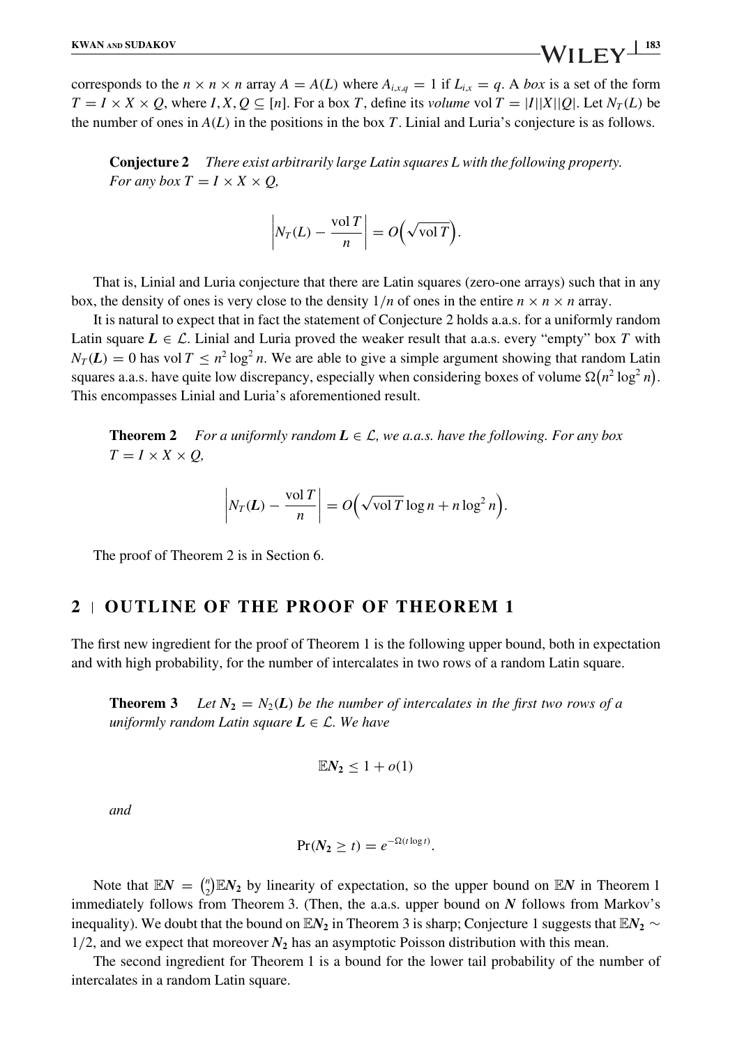corresponds to the $n \times n \times n$ array $A = A(L)$ where $A_{i,x,q} = 1$ if $L_{i,x} = q$. A *box* is a set of the form $T = I \times X \times Q$, where $I, X, Q \subseteq [n]$. For a box $T$, define its *volume* $\operatorname{vol} T = |I||X||Q|$. Let $N_T(L)$ be the number of ones in $A(L)$ in the positions in the box $T$. Linial and Luria's conjecture is as follows.

**Conjecture 2** *There exist arbitrarily large Latin squares L with the following property. For any box $T = I \times X \times Q$,*

$$\left| N_T(L) - \frac{\operatorname{vol} T}{n} \right| = O\left(\sqrt{\operatorname{vol} T}\right).$$

That is, Linial and Luria conjecture that there are Latin squares (zero-one arrays) such that in any box, the density of ones is very close to the density $1/n$ of ones in the entire $n \times n \times n$ array.

It is natural to expect that in fact the statement of Conjecture 2 holds a.a.s. for a uniformly random Latin square $\boldsymbol{L} \in \mathcal{L}$. Linial and Luria proved the weaker result that a.a.s. every "empty" box $T$ with $N_T(\boldsymbol{L}) = 0$ has $\operatorname{vol} T \leq n^2 \log^2 n$. We are able to give a simple argument showing that random Latin squares a.a.s. have quite low discrepancy, especially when considering boxes of volume $\Omega\left(n^2 \log^2 n\right)$. This encompasses Linial and Luria's aforementioned result.

**Theorem 2** *For a uniformly random $\boldsymbol{L} \in \mathcal{L}$, we a.a.s. have the following. For any box $T = I \times X \times Q$,*

$$\left| N_T(\boldsymbol{L}) - \frac{\operatorname{vol} T}{n} \right| = O\left(\sqrt{\operatorname{vol} T} \log n + n \log^2 n\right).$$

The proof of Theorem 2 is in Section 6.

## 2 | OUTLINE OF THE PROOF OF THEOREM 1

The first new ingredient for the proof of Theorem 1 is the following upper bound, both in expectation and with high probability, for the number of intercalates in two rows of a random Latin square.

**Theorem 3** *Let $\boldsymbol{N_2} = N_2(\boldsymbol{L})$ be the number of intercalates in the first two rows of a uniformly random Latin square $\boldsymbol{L} \in \mathcal{L}$. We have*

$$\mathbb{E}\boldsymbol{N_2} \leq 1 + o(1)$$

*and*

$$\Pr(\boldsymbol{N_2} \geq t) = e^{-\Omega(t \log t)}.$$

Note that $\mathbb{E}\boldsymbol{N} = \binom{n}{2}\mathbb{E}\boldsymbol{N_2}$ by linearity of expectation, so the upper bound on $\mathbb{E}\boldsymbol{N}$ in Theorem 1 immediately follows from Theorem 3. (Then, the a.a.s. upper bound on $\boldsymbol{N}$ follows from Markov's inequality). We doubt that the bound on $\mathbb{E}\boldsymbol{N_2}$ in Theorem 3 is sharp; Conjecture 1 suggests that $\mathbb{E}\boldsymbol{N_2} \sim 1/2$, and we expect that moreover $\boldsymbol{N_2}$ has an asymptotic Poisson distribution with this mean.

The second ingredient for Theorem 1 is a bound for the lower tail probability of the number of intercalates in a random Latin square.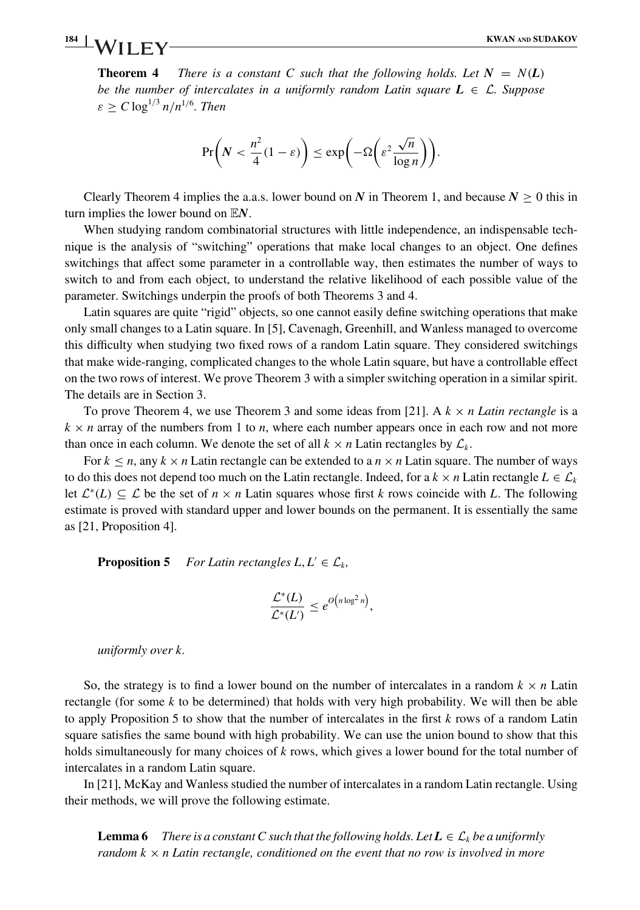**Theorem 4** *There is a constant $C$ such that the following holds. Let $\boldsymbol{N} = N(\boldsymbol{L})$ be the number of intercalates in a uniformly random Latin square $\boldsymbol{L} \in \mathcal{L}$. Suppose $\varepsilon \geq C \log^{1/3} n / n^{1/6}$. Then*

$$\Pr\left(\boldsymbol{N} < \frac{n^2}{4}(1-\varepsilon)\right) \leq \exp\left(-\Omega\left(\varepsilon^2 \frac{\sqrt{n}}{\log n}\right)\right).$$

Clearly Theorem 4 implies the a.a.s. lower bound on $\boldsymbol{N}$ in Theorem 1, and because $\boldsymbol{N} \geq 0$ this in turn implies the lower bound on $\mathbb{E}\boldsymbol{N}$.

When studying random combinatorial structures with little independence, an indispensable technique is the analysis of "switching" operations that make local changes to an object. One defines switchings that affect some parameter in a controllable way, then estimates the number of ways to switch to and from each object, to understand the relative likelihood of each possible value of the parameter. Switchings underpin the proofs of both Theorems 3 and 4.

Latin squares are quite "rigid" objects, so one cannot easily define switching operations that make only small changes to a Latin square. In [5], Cavenagh, Greenhill, and Wanless managed to overcome this difficulty when studying two fixed rows of a random Latin square. They considered switchings that make wide-ranging, complicated changes to the whole Latin square, but have a controllable effect on the two rows of interest. We prove Theorem 3 with a simpler switching operation in a similar spirit. The details are in Section 3.

To prove Theorem 4, we use Theorem 3 and some ideas from [21]. A $k \times n$ *Latin rectangle* is a $k \times n$ array of the numbers from 1 to $n$, where each number appears once in each row and not more than once in each column. We denote the set of all $k \times n$ Latin rectangles by $\mathcal{L}_k$.

For $k \leq n$, any $k \times n$ Latin rectangle can be extended to a $n \times n$ Latin square. The number of ways to do this does not depend too much on the Latin rectangle. Indeed, for a $k \times n$ Latin rectangle $L \in \mathcal{L}_k$ let $\mathcal{L}^*(L) \subseteq \mathcal{L}$ be the set of $n \times n$ Latin squares whose first $k$ rows coincide with $L$. The following estimate is proved with standard upper and lower bounds on the permanent. It is essentially the same as [21, Proposition 4].

**Proposition 5** *For Latin rectangles $L, L' \in \mathcal{L}_k$,*

$$\frac{\mathcal{L}^*(L)}{\mathcal{L}^*(L')} \leq e^{O\left(n \log^2 n\right)},$$

*uniformly over $k$.*

So, the strategy is to find a lower bound on the number of intercalates in a random $k \times n$ Latin rectangle (for some $k$ to be determined) that holds with very high probability. We will then be able to apply Proposition 5 to show that the number of intercalates in the first $k$ rows of a random Latin square satisfies the same bound with high probability. We can use the union bound to show that this holds simultaneously for many choices of $k$ rows, which gives a lower bound for the total number of intercalates in a random Latin square.

In [21], McKay and Wanless studied the number of intercalates in a random Latin rectangle. Using their methods, we will prove the following estimate.

**Lemma 6** *There is a constant $C$ such that the following holds. Let $\boldsymbol{L} \in \mathcal{L}_k$ be a uniformly random $k \times n$ Latin rectangle, conditioned on the event that no row is involved in more*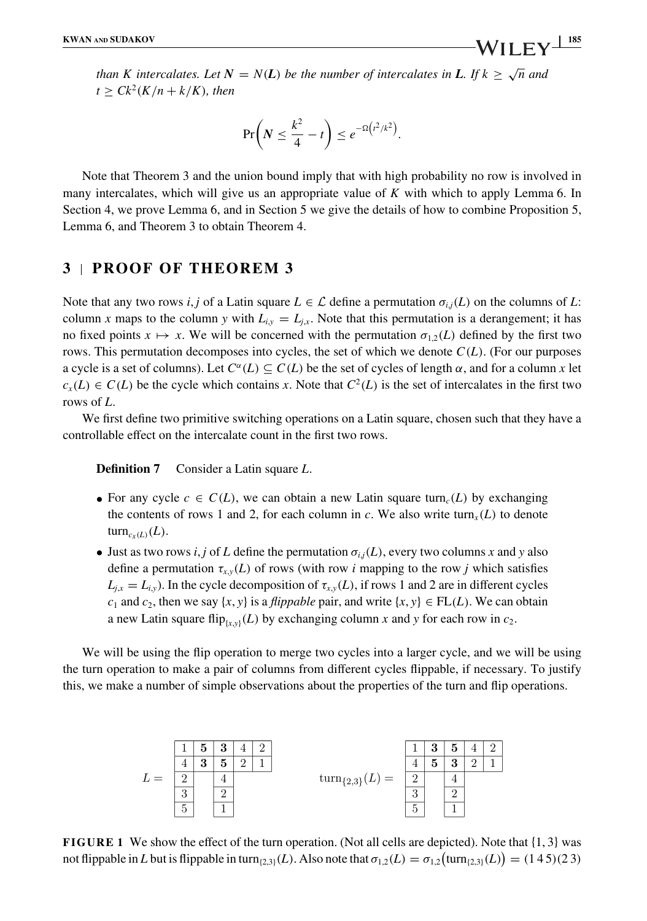*than $K$ intercalates. Let $\boldsymbol{N} = N(\boldsymbol{L})$ be the number of intercalates in $\boldsymbol{L}$. If $k \geq \sqrt{n}$ and $t \geq Ck^2(K/n + k/K)$, then*

$$\Pr\left(\boldsymbol{N} \leq \frac{k^2}{4} - t\right) \leq e^{-\Omega\left(t^2/k^2\right)}.$$

Note that Theorem 3 and the union bound imply that with high probability no row is involved in many intercalates, which will give us an appropriate value of $K$ with which to apply Lemma 6. In Section 4, we prove Lemma 6, and in Section 5 we give the details of how to combine Proposition 5, Lemma 6, and Theorem 3 to obtain Theorem 4.

## 3 | PROOF OF THEOREM 3

Note that any two rows $i, j$ of a Latin square $L \in \mathcal{L}$ define a permutation $\sigma_{i,j}(L)$ on the columns of $L$: column $x$ maps to the column $y$ with $L_{i,y} = L_{j,x}$. Note that this permutation is a derangement; it has no fixed points $x \mapsto x$. We will be concerned with the permutation $\sigma_{1,2}(L)$ defined by the first two rows. This permutation decomposes into cycles, the set of which we denote $C(L)$. (For our purposes a cycle is a set of columns). Let $C^\alpha(L) \subseteq C(L)$ be the set of cycles of length $\alpha$, and for a column $x$ let $c_x(L) \in C(L)$ be the cycle which contains $x$. Note that $C^2(L)$ is the set of intercalates in the first two rows of $L$.

We first define two primitive switching operations on a Latin square, chosen such that they have a controllable effect on the intercalate count in the first two rows.

**Definition 7** Consider a Latin square $L$.

- For any cycle $c \in C(L)$, we can obtain a new Latin square $\mathrm{turn}_c(L)$ by exchanging the contents of rows 1 and 2, for each column in $c$. We also write $\mathrm{turn}_x(L)$ to denote $\mathrm{turn}_{c_x(L)}(L)$.
- Just as two rows $i, j$ of $L$ define the permutation $\sigma_{i,j}(L)$, every two columns $x$ and $y$ also define a permutation $\tau_{x,y}(L)$ of rows (with row $i$ mapping to the row $j$ which satisfies $L_{j,x} = L_{i,y}$). In the cycle decomposition of $\tau_{x,y}(L)$, if rows 1 and 2 are in different cycles $c_1$ and $c_2$, then we say $\{x, y\}$ is a *flippable* pair, and write $\{x, y\} \in \mathrm{FL}(L)$. We can obtain a new Latin square $\mathrm{flip}_{\{x,y\}}(L)$ by exchanging column $x$ and $y$ for each row in $c_2$.

We will be using the flip operation to merge two cycles into a larger cycle, and we will be using the turn operation to make a pair of columns from different cycles flippable, if necessary. To justify this, we make a number of simple observations about the properties of the turn and flip operations.

$L =$

| 1 | **5** | **3** | 4 | 2 |
|---|---|---|---|---|
| 4 | **3** | **5** | 2 | 1 |
| 2 | | 4 | | |
| 3 | | 2 | | |
| 5 | | 1 | | |

$\mathrm{turn}_{\{2,3\}}(L) =$

| 1 | **3** | **5** | 4 | 2 |
|---|---|---|---|---|
| 4 | **5** | **3** | 2 | 1 |
| 2 | | 4 | | |
| 3 | | 2 | | |
| 5 | | 1 | | |

**FIGURE 1** We show the effect of the turn operation. (Not all cells are depicted). Note that $\{1, 3\}$ was not flippable in $L$ but is flippable in $\mathrm{turn}_{\{2,3\}}(L)$. Also note that $\sigma_{1,2}(L) = \sigma_{1,2}\big(\mathrm{turn}_{\{2,3\}}(L)\big) = (1\,4\,5)(2\,3)$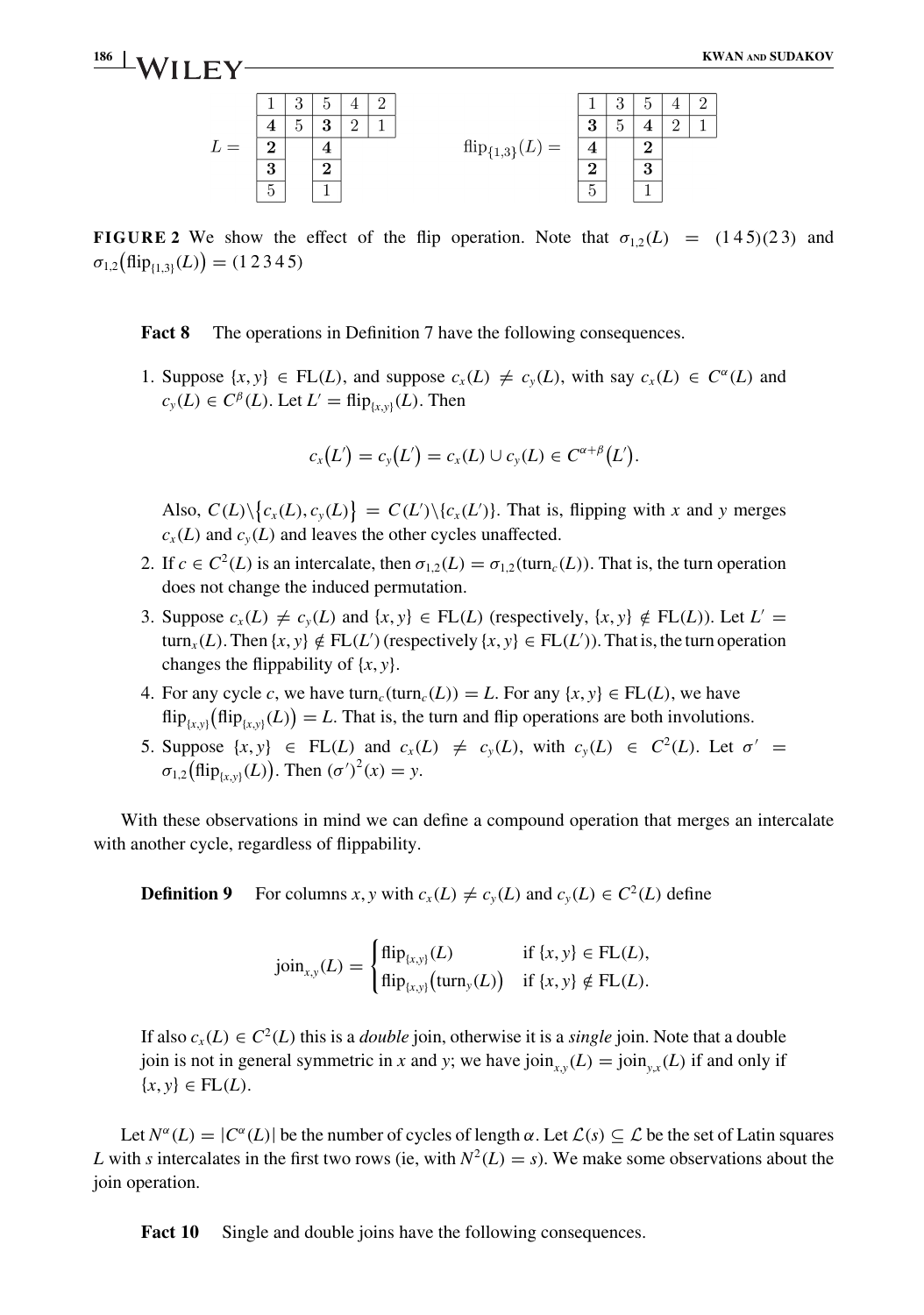$$L = \begin{array}{|c|c|c|c|c|}\hline 1 & 3 & 5 & 4 & 2 \\ \hline \mathbf{4} & 5 & \mathbf{3} & 2 & 1 \\ \hline \mathbf{2} & & \mathbf{4} & & \\ \hline \mathbf{3} & & \mathbf{2} & & \\ \hline 5 & & 1 & & \\ \hline \end{array} \qquad \text{flip}_{\{1,3\}}(L) = \begin{array}{|c|c|c|c|c|}\hline 1 & 3 & 5 & 4 & 2 \\ \hline \mathbf{3} & 5 & \mathbf{4} & 2 & 1 \\ \hline \mathbf{4} & & \mathbf{2} & & \\ \hline \mathbf{2} & & \mathbf{3} & & \\ \hline 5 & & 1 & & \\ \hline \end{array}$$

**FIGURE 2** We show the effect of the flip operation. Note that $\sigma_{1,2}(L) = (1\,4\,5)(2\,3)$ and $\sigma_{1,2}(\text{flip}_{\{1,3\}}(L)) = (1\,2\,3\,4\,5)$

**Fact 8** The operations in Definition 7 have the following consequences.

1. Suppose $\{x, y\} \in \text{FL}(L)$, and suppose $c_x(L) \neq c_y(L)$, with say $c_x(L) \in C^{\alpha}(L)$ and $c_y(L) \in C^{\beta}(L)$. Let $L' = \text{flip}_{\{x,y\}}(L)$. Then
$$c_x(L') = c_y(L') = c_x(L) \cup c_y(L) \in C^{\alpha+\beta}(L').$$
Also, $C(L) \setminus \{c_x(L), c_y(L)\} = C(L') \setminus \{c_x(L')\}$. That is, flipping with $x$ and $y$ merges $c_x(L)$ and $c_y(L)$ and leaves the other cycles unaffected.
2. If $c \in C^2(L)$ is an intercalate, then $\sigma_{1,2}(L) = \sigma_{1,2}(\text{turn}_c(L))$. That is, the turn operation does not change the induced permutation.
3. Suppose $c_x(L) \neq c_y(L)$ and $\{x, y\} \in \text{FL}(L)$ (respectively, $\{x, y\} \notin \text{FL}(L)$). Let $L' = \text{turn}_x(L)$. Then $\{x, y\} \notin \text{FL}(L')$ (respectively $\{x, y\} \in \text{FL}(L')$). That is, the turn operation changes the flippability of $\{x, y\}$.
4. For any cycle $c$, we have $\text{turn}_c(\text{turn}_c(L)) = L$. For any $\{x, y\} \in \text{FL}(L)$, we have $\text{flip}_{\{x,y\}}(\text{flip}_{\{x,y\}}(L)) = L$. That is, the turn and flip operations are both involutions.
5. Suppose $\{x, y\} \in \text{FL}(L)$ and $c_x(L) \neq c_y(L)$, with $c_y(L) \in C^2(L)$. Let $\sigma' = \sigma_{1,2}(\text{flip}_{\{x,y\}}(L))$. Then $(\sigma')^2(x) = y$.

With these observations in mind we can define a compound operation that merges an intercalate with another cycle, regardless of flippability.

**Definition 9** For columns $x, y$ with $c_x(L) \neq c_y(L)$ and $c_y(L) \in C^2(L)$ define

$$\text{join}_{x,y}(L) = \begin{cases} \text{flip}_{\{x,y\}}(L) & \text{if } \{x, y\} \in \text{FL}(L), \\ \text{flip}_{\{x,y\}}(\text{turn}_y(L)) & \text{if } \{x, y\} \notin \text{FL}(L). \end{cases}$$

If also $c_x(L) \in C^2(L)$ this is a *double* join, otherwise it is a *single* join. Note that a double join is not in general symmetric in $x$ and $y$; we have $\text{join}_{x,y}(L) = \text{join}_{y,x}(L)$ if and only if $\{x, y\} \in \text{FL}(L)$.

Let $N^{\alpha}(L) = |C^{\alpha}(L)|$ be the number of cycles of length $\alpha$. Let $\mathcal{L}(s) \subseteq \mathcal{L}$ be the set of Latin squares $L$ with $s$ intercalates in the first two rows (ie, with $N^2(L) = s$). We make some observations about the join operation.

**Fact 10** Single and double joins have the following consequences.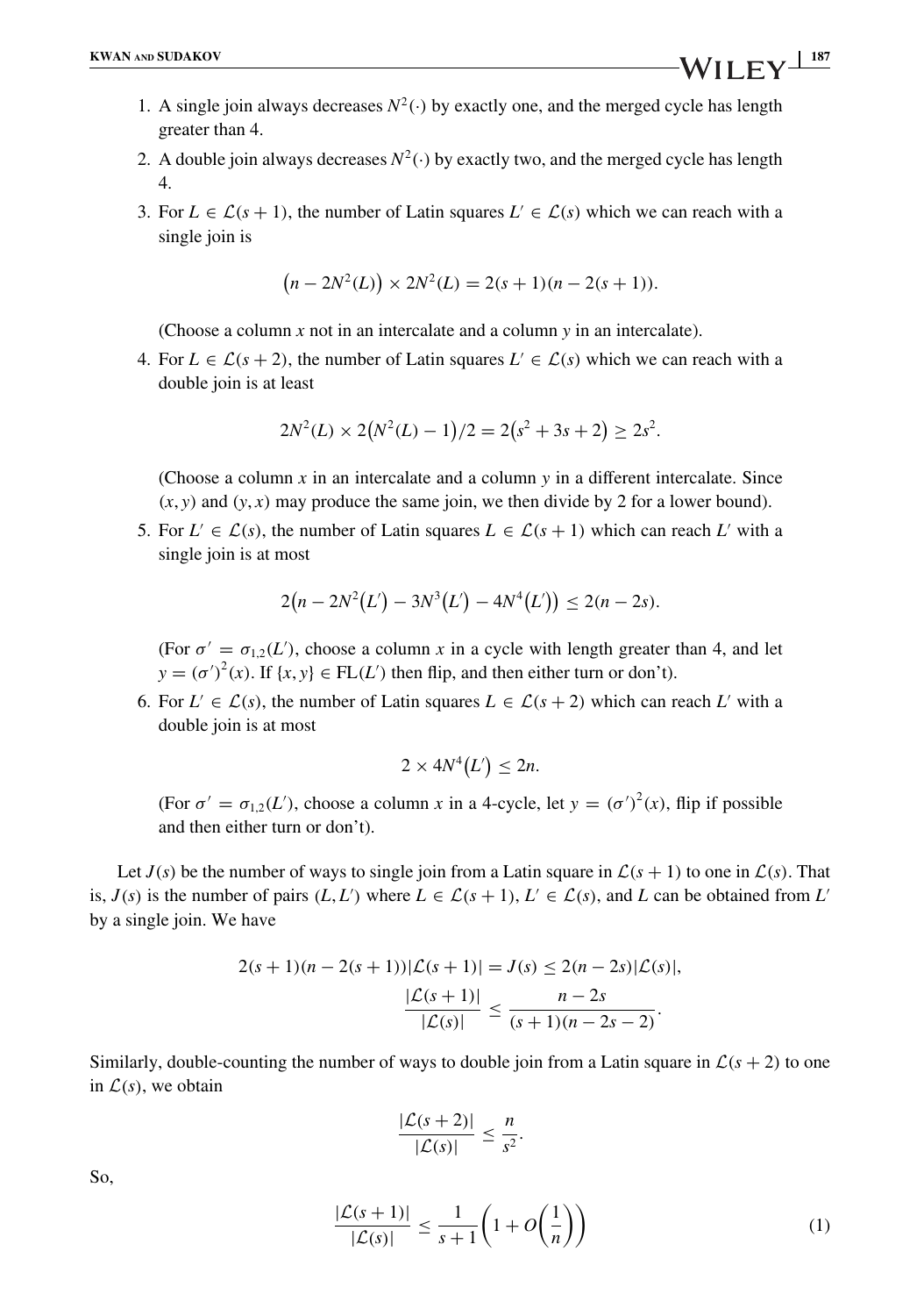1. A single join always decreases $N^2(\cdot)$ by exactly one, and the merged cycle has length greater than 4.
2. A double join always decreases $N^2(\cdot)$ by exactly two, and the merged cycle has length 4.
3. For $L \in \mathcal{L}(s+1)$, the number of Latin squares $L' \in \mathcal{L}(s)$ which we can reach with a single join is

$$\left(n - 2N^2(L)\right) \times 2N^2(L) = 2(s+1)(n - 2(s+1)).$$

(Choose a column $x$ not in an intercalate and a column $y$ in an intercalate).

4. For $L \in \mathcal{L}(s+2)$, the number of Latin squares $L' \in \mathcal{L}(s)$ which we can reach with a double join is at least

$$2N^2(L) \times 2\left(N^2(L) - 1\right)/2 = 2\left(s^2 + 3s + 2\right) \geq 2s^2.$$

(Choose a column $x$ in an intercalate and a column $y$ in a different intercalate. Since $(x, y)$ and $(y, x)$ may produce the same join, we then divide by 2 for a lower bound).

5. For $L' \in \mathcal{L}(s)$, the number of Latin squares $L \in \mathcal{L}(s+1)$ which can reach $L'$ with a single join is at most

$$2\left(n - 2N^2\left(L'\right) - 3N^3\left(L'\right) - 4N^4\left(L'\right)\right) \leq 2(n - 2s).$$

(For $\sigma' = \sigma_{1,2}(L')$, choose a column $x$ in a cycle with length greater than 4, and let $y = (\sigma')^2(x)$. If $\{x, y\} \in \mathrm{FL}(L')$ then flip, and then either turn or don't).

6. For $L' \in \mathcal{L}(s)$, the number of Latin squares $L \in \mathcal{L}(s+2)$ which can reach $L'$ with a double join is at most

$$2 \times 4N^4\left(L'\right) \leq 2n.$$

(For $\sigma' = \sigma_{1,2}(L')$, choose a column $x$ in a 4-cycle, let $y = (\sigma')^2(x)$, flip if possible and then either turn or don't).

Let $J(s)$ be the number of ways to single join from a Latin square in $\mathcal{L}(s+1)$ to one in $\mathcal{L}(s)$. That is, $J(s)$ is the number of pairs $(L, L')$ where $L \in \mathcal{L}(s+1)$, $L' \in \mathcal{L}(s)$, and $L$ can be obtained from $L'$ by a single join. We have

$$2(s+1)(n - 2(s+1))|\mathcal{L}(s+1)| = J(s) \leq 2(n - 2s)|\mathcal{L}(s)|,$$

$$\frac{|\mathcal{L}(s+1)|}{|\mathcal{L}(s)|} \leq \frac{n - 2s}{(s+1)(n - 2s - 2)}.$$

Similarly, double-counting the number of ways to double join from a Latin square in $\mathcal{L}(s+2)$ to one in $\mathcal{L}(s)$, we obtain

$$\frac{|\mathcal{L}(s+2)|}{|\mathcal{L}(s)|} \leq \frac{n}{s^2}.$$

So,

$$\frac{|\mathcal{L}(s+1)|}{|\mathcal{L}(s)|} \leq \frac{1}{s+1}\left(1 + O\left(\frac{1}{n}\right)\right) \tag{1}$$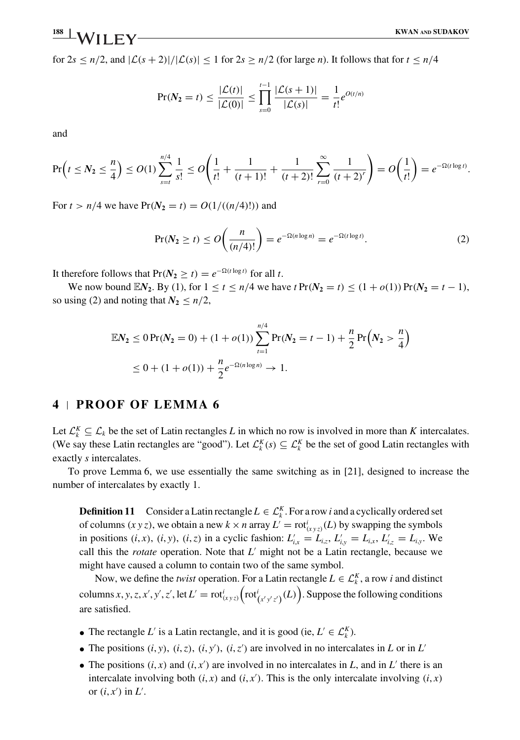for $2s \leq n/2$, and $|\mathcal{L}(s+2)|/|\mathcal{L}(s)| \leq 1$ for $2s \geq n/2$ (for large $n$). It follows that for $t \leq n/4$

$$\Pr(\boldsymbol{N_2} = t) \leq \frac{|\mathcal{L}(t)|}{|\mathcal{L}(0)|} \leq \prod_{s=0}^{t-1} \frac{|\mathcal{L}(s+1)|}{|\mathcal{L}(s)|} = \frac{1}{t!} e^{O(t/n)}$$

and

$$\Pr\left(t \leq \boldsymbol{N_2} \leq \frac{n}{4}\right) \leq O(1) \sum_{s=t}^{n/4} \frac{1}{s!} \leq O\left(\frac{1}{t!} + \frac{1}{(t+1)!} + \frac{1}{(t+2)!} \sum_{r=0}^{\infty} \frac{1}{(t+2)^r}\right) = O\left(\frac{1}{t!}\right) = e^{-\Omega(t \log t)}.$$

For $t > n/4$ we have $\Pr(\boldsymbol{N_2} = t) = O(1/((n/4)!))$ and

$$\Pr(\boldsymbol{N_2} \geq t) \leq O\left(\frac{n}{(n/4)!}\right) = e^{-\Omega(n \log n)} = e^{-\Omega(t \log t)}. \tag{2}$$

It therefore follows that $\Pr(\boldsymbol{N_2} \geq t) = e^{-\Omega(t \log t)}$ for all $t$.

We now bound $\mathbb{E}\boldsymbol{N_2}$. By (1), for $1 \leq t \leq n/4$ we have $t \Pr(\boldsymbol{N_2} = t) \leq (1 + o(1)) \Pr(\boldsymbol{N_2} = t - 1)$, so using (2) and noting that $\boldsymbol{N_2} \leq n/2$,

$$\begin{aligned}
\mathbb{E}\boldsymbol{N_2} &\leq 0 \Pr(\boldsymbol{N_2} = 0) + (1 + o(1)) \sum_{t=1}^{n/4} \Pr(\boldsymbol{N_2} = t - 1) + \frac{n}{2} \Pr\left(\boldsymbol{N_2} > \frac{n}{4}\right) \\
&\leq 0 + (1 + o(1)) + \frac{n}{2} e^{-\Omega(n \log n)} \to 1.
\end{aligned}$$

## 4 | PROOF OF LEMMA 6

Let $\mathcal{L}_k^K \subseteq \mathcal{L}_k$ be the set of Latin rectangles $L$ in which no row is involved in more than $K$ intercalates. (We say these Latin rectangles are "good"). Let $\mathcal{L}_k^K(s) \subseteq \mathcal{L}_k^K$ be the set of good Latin rectangles with exactly $s$ intercalates.

To prove Lemma 6, we use essentially the same switching as in [21], designed to increase the number of intercalates by exactly 1.

**Definition 11** Consider a Latin rectangle $L \in \mathcal{L}_k^K$. For a row $i$ and a cyclically ordered set of columns $(x\,y\,z)$, we obtain a new $k \times n$ array $L' = \mathrm{rot}^i_{(x\,y\,z)}(L)$ by swapping the symbols in positions $(i, x)$, $(i, y)$, $(i, z)$ in a cyclic fashion: $L'_{i,x} = L_{i,z}$, $L'_{i,y} = L_{i,x}$, $L'_{i,z} = L_{i,y}$. We call this the *rotate* operation. Note that $L'$ might not be a Latin rectangle, because we might have caused a column to contain two of the same symbol.

Now, we define the *twist* operation. For a Latin rectangle $L \in \mathcal{L}_k^K$, a row $i$ and distinct columns $x, y, z, x', y', z'$, let $L' = \mathrm{rot}^i_{(x\,y\,z)}\left(\mathrm{rot}^i_{(x'\,y'\,z')}(L)\right)$. Suppose the following conditions are satisfied.

- The rectangle $L'$ is a Latin rectangle, and it is good (ie, $L' \in \mathcal{L}_k^K$).
- The positions $(i, y)$, $(i, z)$, $(i, y')$, $(i, z')$ are involved in no intercalates in $L$ or in $L'$
- The positions $(i, x)$ and $(i, x')$ are involved in no intercalates in $L$, and in $L'$ there is an intercalate involving both $(i, x)$ and $(i, x')$. This is the only intercalate involving $(i, x)$ or $(i, x')$ in $L'$.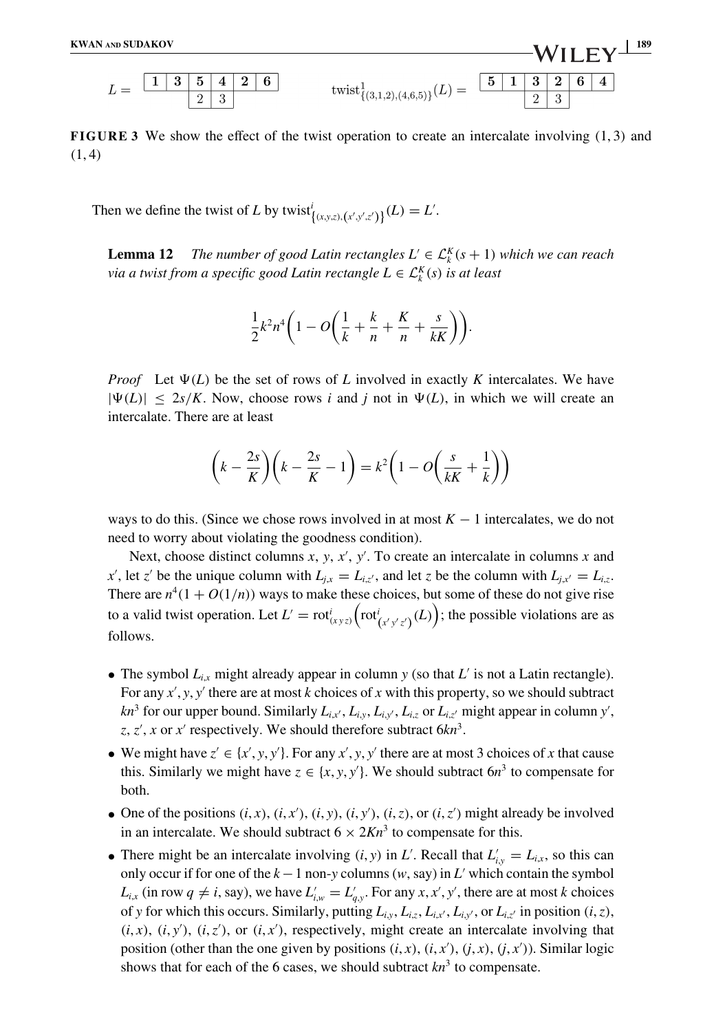$$L = \begin{array}{|c|c|c|c|c|c|} \hline 1 & 3 & 5 & 4 & 2 & 6 \\ \hline \end{array} \quad \text{with } \begin{array}{|c|c|} \hline 2 & 3 \\ \hline \end{array} \text{ below columns 3–4} \qquad \text{twist}^1_{\{(3,1,2),(4,6,5)\}}(L) = \begin{array}{|c|c|c|c|c|c|} \hline 5 & 1 & 3 & 2 & 6 & 4 \\ \hline \end{array} \quad \text{with } \begin{array}{|c|c|} \hline 2 & 3 \\ \hline \end{array} \text{ below columns 3–4}$$

**FIGURE 3** We show the effect of the twist operation to create an intercalate involving $(1, 3)$ and $(1, 4)$

Then we define the twist of $L$ by $\text{twist}^i_{\{(x,y,z),(x',y',z')\}}(L) = L'$.

**Lemma 12** *The number of good Latin rectangles $L' \in \mathcal{L}^K_k(s+1)$ which we can reach via a twist from a specific good Latin rectangle $L \in \mathcal{L}^K_k(s)$ is at least*

$$\frac{1}{2}k^2n^4\left(1 - O\left(\frac{1}{k} + \frac{k}{n} + \frac{K}{n} + \frac{s}{kK}\right)\right).$$

*Proof* Let $\Psi(L)$ be the set of rows of $L$ involved in exactly $K$ intercalates. We have $|\Psi(L)| \leq 2s/K$. Now, choose rows $i$ and $j$ not in $\Psi(L)$, in which we will create an intercalate. There are at least

$$\left(k - \frac{2s}{K}\right)\left(k - \frac{2s}{K} - 1\right) = k^2\left(1 - O\left(\frac{s}{kK} + \frac{1}{k}\right)\right)$$

ways to do this. (Since we chose rows involved in at most $K - 1$ intercalates, we do not need to worry about violating the goodness condition).

Next, choose distinct columns $x$, $y$, $x'$, $y'$. To create an intercalate in columns $x$ and $x'$, let $z'$ be the unique column with $L_{j,x} = L_{i,z'}$, and let $z$ be the column with $L_{j,x'} = L_{i,z}$. There are $n^4(1 + O(1/n))$ ways to make these choices, but some of these do not give rise to a valid twist operation. Let $L' = \text{rot}^i_{(x\,y\,z)}\left(\text{rot}^i_{(x'\,y'\,z')}(L)\right)$; the possible violations are as follows.

- The symbol $L_{i,x}$ might already appear in column $y$ (so that $L'$ is not a Latin rectangle). For any $x', y, y'$ there are at most $k$ choices of $x$ with this property, so we should subtract $kn^3$ for our upper bound. Similarly $L_{i,x'}$, $L_{i,y}$, $L_{i,y'}$, $L_{i,z}$ or $L_{i,z'}$ might appear in column $y'$, $z$, $z'$, $x$ or $x'$ respectively. We should therefore subtract $6kn^3$.
- We might have $z' \in \{x', y, y'\}$. For any $x', y, y'$ there are at most 3 choices of $x$ that cause this. Similarly we might have $z \in \{x, y, y'\}$. We should subtract $6n^3$ to compensate for both.
- One of the positions $(i, x)$, $(i, x')$, $(i, y)$, $(i, y')$, $(i, z)$, or $(i, z')$ might already be involved in an intercalate. We should subtract $6 \times 2Kn^3$ to compensate for this.
- There might be an intercalate involving $(i, y)$ in $L'$. Recall that $L'_{i,y} = L_{i,x}$, so this can only occur if for one of the $k - 1$ non-$y$ columns ($w$, say) in $L'$ which contain the symbol $L_{i,x}$ (in row $q \neq i$, say), we have $L'_{i,w} = L'_{q,y}$. For any $x, x', y'$, there are at most $k$ choices of $y$ for which this occurs. Similarly, putting $L_{i,y}$, $L_{i,z}$, $L_{i,x'}$, $L_{i,y'}$, or $L_{i,z'}$ in position $(i, z)$, $(i, x)$, $(i, y')$, $(i, z')$, or $(i, x')$, respectively, might create an intercalate involving that position (other than the one given by positions $(i, x)$, $(i, x')$, $(j, x)$, $(j, x')$). Similar logic shows that for each of the 6 cases, we should subtract $kn^3$ to compensate.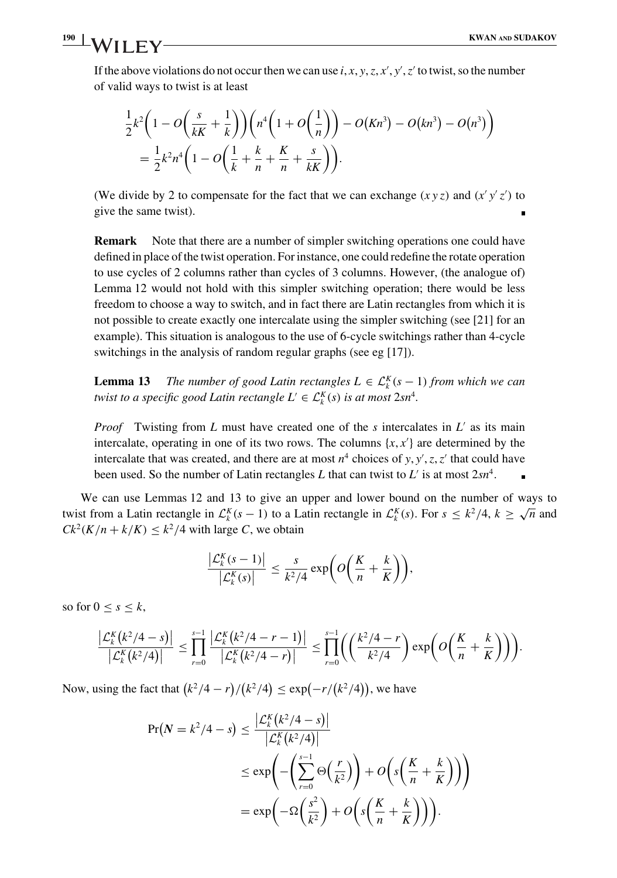If the above violations do not occur then we can use $i, x, y, z, x', y', z'$ to twist, so the number of valid ways to twist is at least

$$
\begin{aligned}
&\frac{1}{2}k^2\left(1 - O\left(\frac{s}{kK} + \frac{1}{k}\right)\right)\left(n^4\left(1 + O\left(\frac{1}{n}\right)\right) - O(Kn^3) - O(kn^3) - O(n^3)\right) \\
&\quad = \frac{1}{2}k^2n^4\left(1 - O\left(\frac{1}{k} + \frac{k}{n} + \frac{K}{n} + \frac{s}{kK}\right)\right).
\end{aligned}
$$

(We divide by 2 to compensate for the fact that we can exchange $(x\,y\,z)$ and $(x'\,y'\,z')$ to give the same twist). ∎

**Remark** Note that there are a number of simpler switching operations one could have defined in place of the twist operation. For instance, one could redefine the rotate operation to use cycles of 2 columns rather than cycles of 3 columns. However, (the analogue of) Lemma 12 would not hold with this simpler switching operation; there would be less freedom to choose a way to switch, and in fact there are Latin rectangles from which it is not possible to create exactly one intercalate using the simpler switching (see [21] for an example). This situation is analogous to the use of 6-cycle switchings rather than 4-cycle switchings in the analysis of random regular graphs (see eg [17]).

**Lemma 13** *The number of good Latin rectangles $L \in \mathcal{L}_k^K(s-1)$ from which we can twist to a specific good Latin rectangle $L' \in \mathcal{L}_k^K(s)$ is at most $2sn^4$.*

*Proof* Twisting from $L$ must have created one of the $s$ intercalates in $L'$ as its main intercalate, operating in one of its two rows. The columns $\{x, x'\}$ are determined by the intercalate that was created, and there are at most $n^4$ choices of $y, y', z, z'$ that could have been used. So the number of Latin rectangles $L$ that can twist to $L'$ is at most $2sn^4$. ∎

We can use Lemmas 12 and 13 to give an upper and lower bound on the number of ways to twist from a Latin rectangle in $\mathcal{L}_k^K(s-1)$ to a Latin rectangle in $\mathcal{L}_k^K(s)$. For $s \leq k^2/4$, $k \geq \sqrt{n}$ and $Ck^2(K/n + k/K) \leq k^2/4$ with large $C$, we obtain

$$
\frac{\left|\mathcal{L}_k^K(s-1)\right|}{\left|\mathcal{L}_k^K(s)\right|} \leq \frac{s}{k^2/4}\exp\left(O\left(\frac{K}{n} + \frac{k}{K}\right)\right),
$$

so for $0 \leq s \leq k$,

$$
\frac{\left|\mathcal{L}_k^K\left(k^2/4 - s\right)\right|}{\left|\mathcal{L}_k^K\left(k^2/4\right)\right|} \leq \prod_{r=0}^{s-1}\frac{\left|\mathcal{L}_k^K\left(k^2/4 - r - 1\right)\right|}{\left|\mathcal{L}_k^K\left(k^2/4 - r\right)\right|} \leq \prod_{r=0}^{s-1}\left(\left(\frac{k^2/4 - r}{k^2/4}\right)\exp\left(O\left(\frac{K}{n} + \frac{k}{K}\right)\right)\right).
$$

Now, using the fact that $\left(k^2/4 - r\right)/\left(k^2/4\right) \leq \exp\left(-r/\left(k^2/4\right)\right)$, we have

$$
\begin{aligned}
\Pr\left(\boldsymbol{N} = k^2/4 - s\right) &\leq \frac{\left|\mathcal{L}_k^K\left(k^2/4 - s\right)\right|}{\left|\mathcal{L}_k^K\left(k^2/4\right)\right|} \\
&\leq \exp\left(-\left(\sum_{r=0}^{s-1}\Theta\left(\frac{r}{k^2}\right)\right) + O\left(s\left(\frac{K}{n} + \frac{k}{K}\right)\right)\right) \\
&= \exp\left(-\Omega\left(\frac{s^2}{k^2}\right) + O\left(s\left(\frac{K}{n} + \frac{k}{K}\right)\right)\right).
\end{aligned}
$$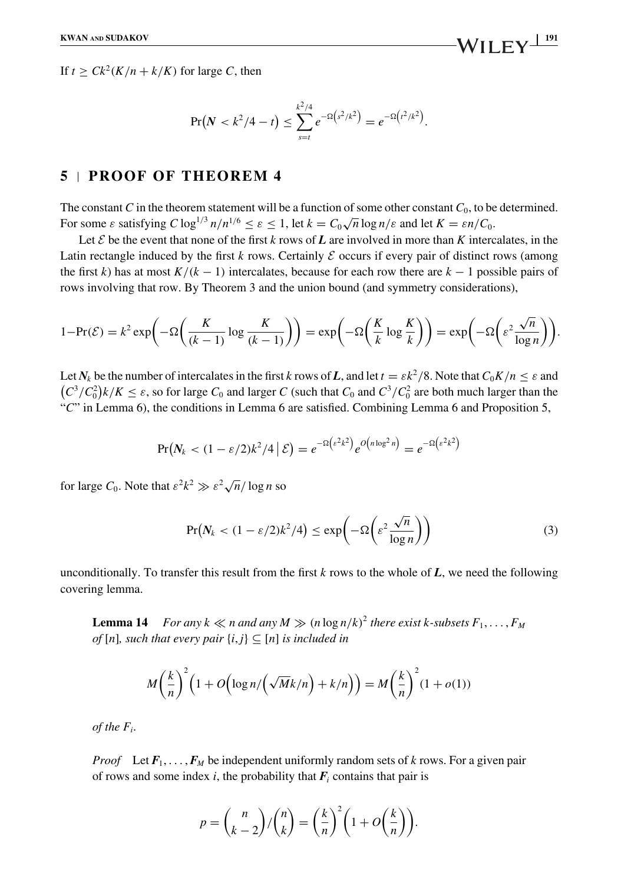If $t \geq Ck^2(K/n + k/K)$ for large $C$, then

$$\Pr(\boldsymbol{N} < k^2/4 - t) \leq \sum_{s=t}^{k^2/4} e^{-\Omega(s^2/k^2)} = e^{-\Omega(t^2/k^2)}.$$

## 5 | PROOF OF THEOREM 4

The constant $C$ in the theorem statement will be a function of some other constant $C_0$, to be determined. For some $\varepsilon$ satisfying $C \log^{1/3} n/n^{1/6} \leq \varepsilon \leq 1$, let $k = C_0\sqrt{n}\log n/\varepsilon$ and let $K = \varepsilon n/C_0$.

Let $\mathcal{E}$ be the event that none of the first $k$ rows of $\boldsymbol{L}$ are involved in more than $K$ intercalates, in the Latin rectangle induced by the first $k$ rows. Certainly $\mathcal{E}$ occurs if every pair of distinct rows (among the first $k$) has at most $K/(k-1)$ intercalates, because for each row there are $k-1$ possible pairs of rows involving that row. By Theorem 3 and the union bound (and symmetry considerations),

$$1-\Pr(\mathcal{E}) = k^2 \exp\left(-\Omega\left(\frac{K}{(k-1)}\log\frac{K}{(k-1)}\right)\right) = \exp\left(-\Omega\left(\frac{K}{k}\log\frac{K}{k}\right)\right) = \exp\left(-\Omega\left(\varepsilon^2\frac{\sqrt{n}}{\log n}\right)\right).$$

Let $\boldsymbol{N}_k$ be the number of intercalates in the first $k$ rows of $\boldsymbol{L}$, and let $t = \varepsilon k^2/8$. Note that $C_0 K/n \leq \varepsilon$ and $\left(C^3/C_0^2\right)k/K \leq \varepsilon$, so for large $C_0$ and larger $C$ (such that $C_0$ and $C^3/C_0^2$ are both much larger than the "$C$" in Lemma 6), the conditions in Lemma 6 are satisfied. Combining Lemma 6 and Proposition 5,

$$\Pr\left(\boldsymbol{N}_k < (1-\varepsilon/2)k^2/4 \,\middle|\, \mathcal{E}\right) = e^{-\Omega\left(\varepsilon^2 k^2\right)} e^{O\left(n\log^2 n\right)} = e^{-\Omega\left(\varepsilon^2 k^2\right)}$$

for large $C_0$. Note that $\varepsilon^2 k^2 \gg \varepsilon^2\sqrt{n}/\log n$ so

$$\Pr\left(\boldsymbol{N}_k < (1-\varepsilon/2)k^2/4\right) \leq \exp\left(-\Omega\left(\varepsilon^2\frac{\sqrt{n}}{\log n}\right)\right) \tag{3}$$

unconditionally. To transfer this result from the first $k$ rows to the whole of $\boldsymbol{L}$, we need the following covering lemma.

**Lemma 14** *For any $k \ll n$ and any $M \gg (n\log n/k)^2$ there exist $k$-subsets $F_1, \ldots, F_M$ of $[n]$, such that every pair $\{i,j\} \subseteq [n]$ is included in*

$$M\left(\frac{k}{n}\right)^2\left(1 + O\left(\log n/\left(\sqrt{M}k/n\right) + k/n\right)\right) = M\left(\frac{k}{n}\right)^2(1+o(1))$$

*of the $F_i$.*

*Proof* Let $\boldsymbol{F}_1, \ldots, \boldsymbol{F}_M$ be independent uniformly random sets of $k$ rows. For a given pair of rows and some index $i$, the probability that $\boldsymbol{F}_i$ contains that pair is

$$p = \binom{n}{k-2}\Big/\binom{n}{k} = \left(\frac{k}{n}\right)^2\left(1 + O\left(\frac{k}{n}\right)\right).$$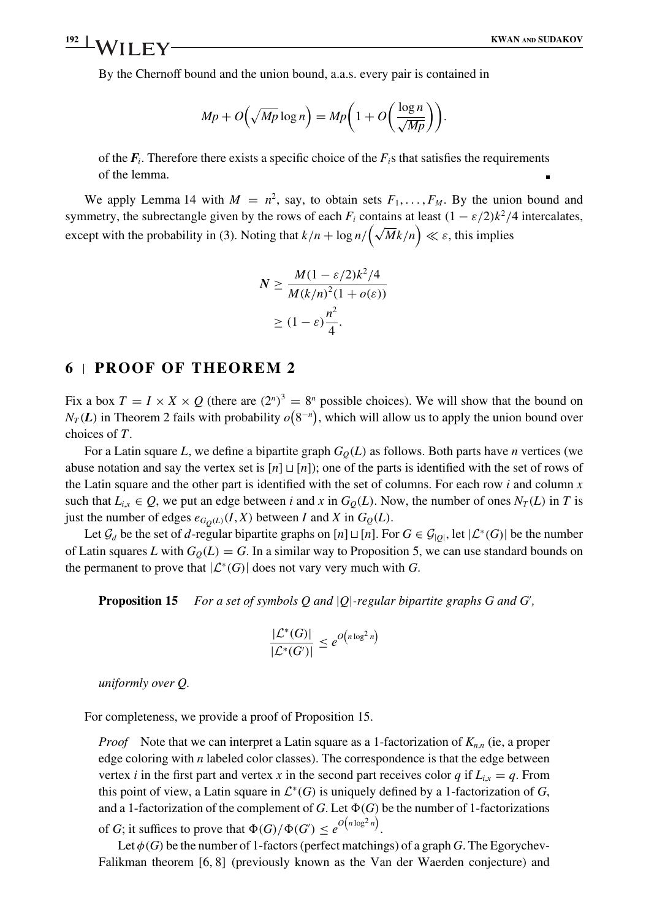By the Chernoff bound and the union bound, a.a.s. every pair is contained in

$$Mp + O\Big(\sqrt{Mp}\log n\Big) = Mp\bigg(1 + O\bigg(\frac{\log n}{\sqrt{Mp}}\bigg)\bigg).$$

of the $\boldsymbol{F}_i$. Therefore there exists a specific choice of the $F_i$s that satisfies the requirements of the lemma. ∎

We apply Lemma 14 with $M = n^2$, say, to obtain sets $F_1, \ldots, F_M$. By the union bound and symmetry, the subrectangle given by the rows of each $F_i$ contains at least $(1 - \varepsilon/2)k^2/4$ intercalates, except with the probability in (3). Noting that $k/n + \log n/\Big(\sqrt{M}k/n\Big) \ll \varepsilon$, this implies

$$\begin{aligned} \boldsymbol{N} &\geq \frac{M(1-\varepsilon/2)k^2/4}{M(k/n)^2(1+o(\varepsilon))} \\ &\geq (1-\varepsilon)\frac{n^2}{4}. \end{aligned}$$

## 6 | PROOF OF THEOREM 2

Fix a box $T = I \times X \times Q$ (there are $(2^n)^3 = 8^n$ possible choices). We will show that the bound on $N_T(\boldsymbol{L})$ in Theorem 2 fails with probability $o\big(8^{-n}\big)$, which will allow us to apply the union bound over choices of $T$.

For a Latin square $L$, we define a bipartite graph $G_Q(L)$ as follows. Both parts have $n$ vertices (we abuse notation and say the vertex set is $[n] \sqcup [n]$); one of the parts is identified with the set of rows of the Latin square and the other part is identified with the set of columns. For each row $i$ and column $x$ such that $L_{i,x} \in Q$, we put an edge between $i$ and $x$ in $G_Q(L)$. Now, the number of ones $N_T(L)$ in $T$ is just the number of edges $e_{G_Q(L)}(I, X)$ between $I$ and $X$ in $G_Q(L)$.

Let $\mathcal{G}_d$ be the set of $d$-regular bipartite graphs on $[n] \sqcup [n]$. For $G \in \mathcal{G}_{|Q|}$, let $|\mathcal{L}^*(G)|$ be the number of Latin squares $L$ with $G_Q(L) = G$. In a similar way to Proposition 5, we can use standard bounds on the permanent to prove that $|\mathcal{L}^*(G)|$ does not vary very much with $G$.

**Proposition 15** *For a set of symbols $Q$ and $|Q|$-regular bipartite graphs $G$ and $G'$,*

$$\frac{|\mathcal{L}^*(G)|}{|\mathcal{L}^*(G')|} \leq e^{O\left(n \log^2 n\right)}$$

*uniformly over $Q$.*

For completeness, we provide a proof of Proposition 15.

*Proof* Note that we can interpret a Latin square as a 1-factorization of $K_{n,n}$ (ie, a proper edge coloring with $n$ labeled color classes). The correspondence is that the edge between vertex $i$ in the first part and vertex $x$ in the second part receives color $q$ if $L_{i,x} = q$. From this point of view, a Latin square in $\mathcal{L}^*(G)$ is uniquely defined by a 1-factorization of $G$, and a 1-factorization of the complement of $G$. Let $\Phi(G)$ be the number of 1-factorizations of $G$; it suffices to prove that $\Phi(G)/\Phi(G') \leq e^{O\left(n \log^2 n\right)}$.

Let $\phi(G)$ be the number of 1-factors (perfect matchings) of a graph $G$. The Egorychev-Falikman theorem [6, 8] (previously known as the Van der Waerden conjecture) and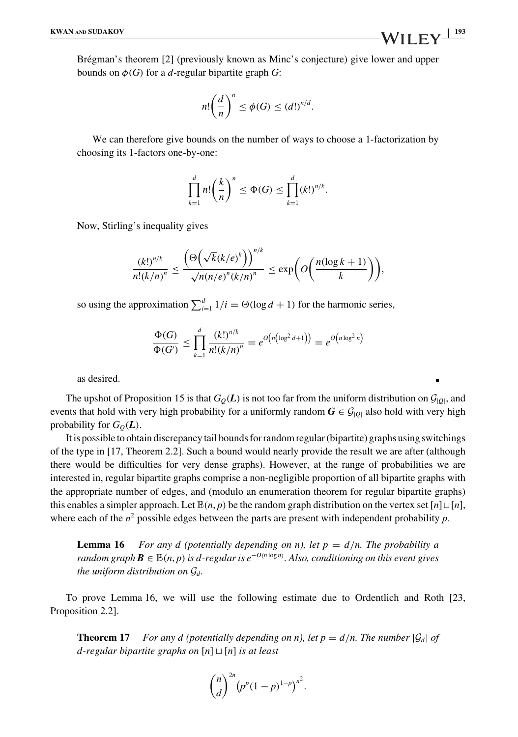Brégman's theorem [2] (previously known as Minc's conjecture) give lower and upper bounds on $\phi(G)$ for a $d$-regular bipartite graph $G$:

$$n!\left(\frac{d}{n}\right)^n \leq \phi(G) \leq (d!)^{n/d}.$$

We can therefore give bounds on the number of ways to choose a 1-factorization by choosing its 1-factors one-by-one:

$$\prod_{k=1}^{d} n!\left(\frac{k}{n}\right)^n \leq \Phi(G) \leq \prod_{k=1}^{d} (k!)^{n/k}.$$

Now, Stirling's inequality gives

$$\frac{(k!)^{n/k}}{n!(k/n)^n} \leq \frac{\left(\Theta\left(\sqrt{k}(k/e)^k\right)\right)^{n/k}}{\sqrt{n}(n/e)^n(k/n)^n} \leq \exp\left(O\left(\frac{n(\log k + 1)}{k}\right)\right),$$

so using the approximation $\sum_{i=1}^{d} 1/i = \Theta(\log d + 1)$ for the harmonic series,

$$\frac{\Phi(G)}{\Phi(G')} \leq \prod_{k=1}^{d} \frac{(k!)^{n/k}}{n!(k/n)^n} = e^{O\left(n\left(\log^2 d+1\right)\right)} = e^{O\left(n\log^2 n\right)}$$

as desired. ∎

The upshot of Proposition 15 is that $G_Q(\boldsymbol{L})$ is not too far from the uniform distribution on $\mathcal{G}_{|Q|}$, and events that hold with very high probability for a uniformly random $\boldsymbol{G} \in \mathcal{G}_{|Q|}$ also hold with very high probability for $G_Q(\boldsymbol{L})$.

It is possible to obtain discrepancy tail bounds for random regular (bipartite) graphs using switchings of the type in [17, Theorem 2.2]. Such a bound would nearly provide the result we are after (although there would be difficulties for very dense graphs). However, at the range of probabilities we are interested in, regular bipartite graphs comprise a non-negligible proportion of all bipartite graphs with the appropriate number of edges, and (modulo an enumeration theorem for regular bipartite graphs) this enables a simpler approach. Let $\mathbb{B}(n, p)$ be the random graph distribution on the vertex set $[n] \sqcup [n]$, where each of the $n^2$ possible edges between the parts are present with independent probability $p$.

**Lemma 16** *For any $d$ (potentially depending on $n$), let $p = d/n$. The probability a random graph $\boldsymbol{B} \in \mathbb{B}(n, p)$ is $d$-regular is $e^{-O(n \log n)}$. Also, conditioning on this event gives the uniform distribution on $\mathcal{G}_d$.*

To prove Lemma 16, we will use the following estimate due to Ordentlich and Roth [23, Proposition 2.2].

**Theorem 17** *For any $d$ (potentially depending on $n$), let $p = d/n$. The number $|\mathcal{G}_d|$ of $d$-regular bipartite graphs on $[n] \sqcup [n]$ is at least*

$$\binom{n}{d}^{2n}\left(p^p(1-p)^{1-p}\right)^{n^2}.$$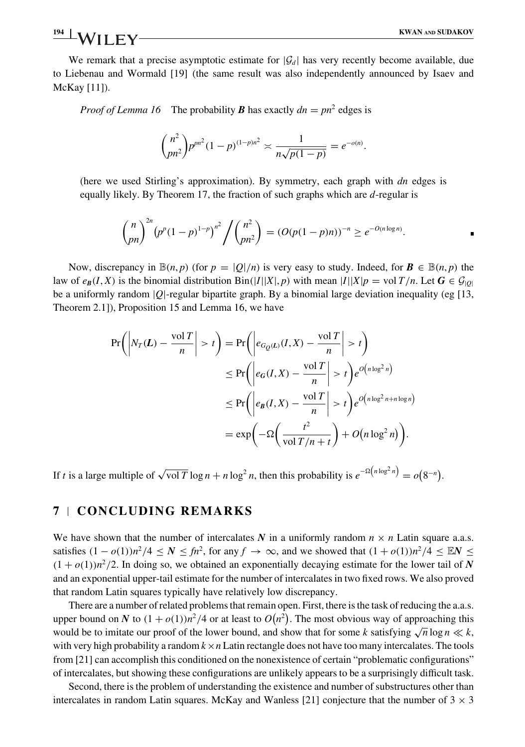We remark that a precise asymptotic estimate for $|\mathcal{G}_d|$ has very recently become available, due to Liebenau and Wormald [19] (the same result was also independently announced by Isaev and McKay [11]).

*Proof of Lemma 16* The probability $\boldsymbol{B}$ has exactly $dn = pn^2$ edges is

$$\binom{n^2}{pn^2} p^{pn^2}(1-p)^{(1-p)n^2} \asymp \frac{1}{n\sqrt{p(1-p)}} = e^{-o(n)}.$$

(here we used Stirling's approximation). By symmetry, each graph with $dn$ edges is equally likely. By Theorem 17, the fraction of such graphs which are $d$-regular is

$$\binom{n}{pn}^{2n}\left(p^p(1-p)^{1-p}\right)^{n^2} \bigg/ \binom{n^2}{pn^2} = (O(p(1-p)n))^{-n} \geq e^{-O(n\log n)}. \qquad \blacksquare$$

Now, discrepancy in $\mathbb{B}(n,p)$ (for $p = |Q|/n$) is very easy to study. Indeed, for $\boldsymbol{B} \in \mathbb{B}(n,p)$ the law of $e_{\boldsymbol{B}}(I,X)$ is the binomial distribution $\mathrm{Bin}(|I||X|,p)$ with mean $|I||X|p = \mathrm{vol}\,T/n$. Let $\boldsymbol{G} \in \mathcal{G}_{|Q|}$ be a uniformly random $|Q|$-regular bipartite graph. By a binomial large deviation inequality (eg [13, Theorem 2.1]), Proposition 15 and Lemma 16, we have

$$\begin{aligned}
\Pr\left(\left|N_T(\boldsymbol{L}) - \frac{\mathrm{vol}\,T}{n}\right| > t\right) &= \Pr\left(\left|e_{G_Q(\boldsymbol{L})}(I,X) - \frac{\mathrm{vol}\,T}{n}\right| > t\right) \\
&\leq \Pr\left(\left|e_{\boldsymbol{G}}(I,X) - \frac{\mathrm{vol}\,T}{n}\right| > t\right) e^{O\left(n\log^2 n\right)} \\
&\leq \Pr\left(\left|e_{\boldsymbol{B}}(I,X) - \frac{\mathrm{vol}\,T}{n}\right| > t\right) e^{O\left(n\log^2 n + n\log n\right)} \\
&= \exp\left(-\Omega\left(\frac{t^2}{\mathrm{vol}\,T/n + t}\right) + O\left(n\log^2 n\right)\right).
\end{aligned}$$

If $t$ is a large multiple of $\sqrt{\mathrm{vol}\,T}\log n + n\log^2 n$, then this probability is $e^{-\Omega\left(n\log^2 n\right)} = o\left(8^{-n}\right)$.

## 7 | CONCLUDING REMARKS

We have shown that the number of intercalates $\boldsymbol{N}$ in a uniformly random $n \times n$ Latin square a.a.s. satisfies $(1-o(1))n^2/4 \leq \boldsymbol{N} \leq fn^2$, for any $f \to \infty$, and we showed that $(1+o(1))n^2/4 \leq \mathbb{E}\boldsymbol{N} \leq (1+o(1))n^2/2$. In doing so, we obtained an exponentially decaying estimate for the lower tail of $\boldsymbol{N}$ and an exponential upper-tail estimate for the number of intercalates in two fixed rows. We also proved that random Latin squares typically have relatively low discrepancy.

There are a number of related problems that remain open. First, there is the task of reducing the a.a.s. upper bound on $\boldsymbol{N}$ to $(1+o(1))n^2/4$ or at least to $O\left(n^2\right)$. The most obvious way of approaching this would be to imitate our proof of the lower bound, and show that for some $k$ satisfying $\sqrt{n}\log n \ll k$, with very high probability a random $k \times n$ Latin rectangle does not have too many intercalates. The tools from [21] can accomplish this conditioned on the nonexistence of certain "problematic configurations" of intercalates, but showing these configurations are unlikely appears to be a surprisingly difficult task.

Second, there is the problem of understanding the existence and number of substructures other than intercalates in random Latin squares. McKay and Wanless [21] conjecture that the number of $3 \times 3$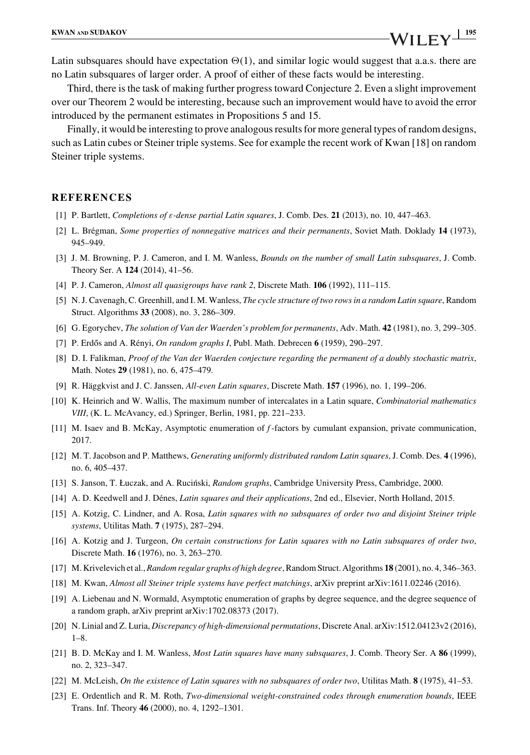Latin subsquares should have expectation $\Theta(1)$, and similar logic would suggest that a.a.s. there are no Latin subsquares of larger order. A proof of either of these facts would be interesting.

Third, there is the task of making further progress toward Conjecture 2. Even a slight improvement over our Theorem 2 would be interesting, because such an improvement would have to avoid the error introduced by the permanent estimates in Propositions 5 and 15.

Finally, it would be interesting to prove analogous results for more general types of random designs, such as Latin cubes or Steiner triple systems. See for example the recent work of Kwan [18] on random Steiner triple systems.

## REFERENCES

[1] P. Bartlett, *Completions of $\varepsilon$-dense partial Latin squares*, J. Comb. Des. **21** (2013), no. 10, 447–463.

[2] L. Brégman, *Some properties of nonnegative matrices and their permanents*, Soviet Math. Doklady **14** (1973), 945–949.

[3] J. M. Browning, P. J. Cameron, and I. M. Wanless, *Bounds on the number of small Latin subsquares*, J. Comb. Theory Ser. A **124** (2014), 41–56.

[4] P. J. Cameron, *Almost all quasigroups have rank 2*, Discrete Math. **106** (1992), 111–115.

[5] N. J. Cavenagh, C. Greenhill, and I. M. Wanless, *The cycle structure of two rows in a random Latin square*, Random Struct. Algorithms **33** (2008), no. 3, 286–309.

[6] G. Egorychev, *The solution of Van der Waerden's problem for permanents*, Adv. Math. **42** (1981), no. 3, 299–305.

[7] P. Erdős and A. Rényi, *On random graphs I*, Publ. Math. Debrecen **6** (1959), 290–297.

[8] D. I. Falikman, *Proof of the Van der Waerden conjecture regarding the permanent of a doubly stochastic matrix*, Math. Notes **29** (1981), no. 6, 475–479.

[9] R. Häggkvist and J. C. Janssen, *All-even Latin squares*, Discrete Math. **157** (1996), no. 1, 199–206.

[10] K. Heinrich and W. Wallis, The maximum number of intercalates in a Latin square, *Combinatorial mathematics VIII*, (K. L. McAvancy, ed.) Springer, Berlin, 1981, pp. 221–233.

[11] M. Isaev and B. McKay, Asymptotic enumeration of $f$-factors by cumulant expansion, private communication, 2017.

[12] M. T. Jacobson and P. Matthews, *Generating uniformly distributed random Latin squares*, J. Comb. Des. **4** (1996), no. 6, 405–437.

[13] S. Janson, T. Łuczak, and A. Ruciński, *Random graphs*, Cambridge University Press, Cambridge, 2000.

[14] A. D. Keedwell and J. Dénes, *Latin squares and their applications*, 2nd ed., Elsevier, North Holland, 2015.

[15] A. Kotzig, C. Lindner, and A. Rosa, *Latin squares with no subsquares of order two and disjoint Steiner triple systems*, Utilitas Math. **7** (1975), 287–294.

[16] A. Kotzig and J. Turgeon, *On certain constructions for Latin squares with no Latin subsquares of order two*, Discrete Math. **16** (1976), no. 3, 263–270.

[17] M. Krivelevich et al., *Random regular graphs of high degree*, Random Struct. Algorithms **18** (2001), no. 4, 346–363.

[18] M. Kwan, *Almost all Steiner triple systems have perfect matchings*, arXiv preprint arXiv:1611.02246 (2016).

[19] A. Liebenau and N. Wormald, Asymptotic enumeration of graphs by degree sequence, and the degree sequence of a random graph, arXiv preprint arXiv:1702.08373 (2017).

[20] N. Linial and Z. Luria, *Discrepancy of high-dimensional permutations*, Discrete Anal. arXiv:1512.04123v2 (2016), 1–8.

[21] B. D. McKay and I. M. Wanless, *Most Latin squares have many subsquares*, J. Comb. Theory Ser. A **86** (1999), no. 2, 323–347.

[22] M. McLeish, *On the existence of Latin squares with no subsquares of order two*, Utilitas Math. **8** (1975), 41–53.

[23] E. Ordentlich and R. M. Roth, *Two-dimensional weight-constrained codes through enumeration bounds*, IEEE Trans. Inf. Theory **46** (2000), no. 4, 1292–1301.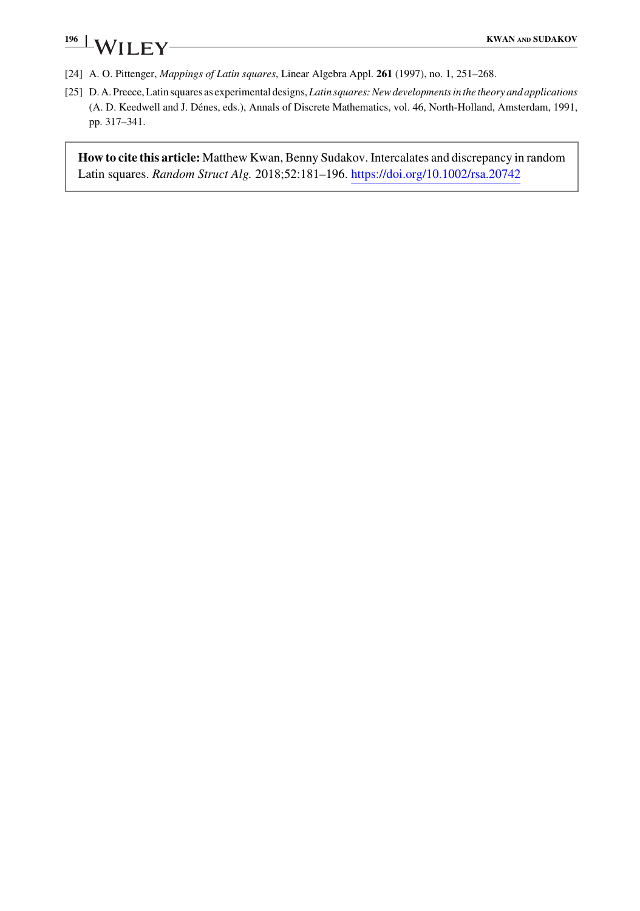[24] A. O. Pittenger, *Mappings of Latin squares*, Linear Algebra Appl. **261** (1997), no. 1, 251–268.

[25] D. A. Preece, Latin squares as experimental designs, *Latin squares: New developments in the theory and applications* (A. D. Keedwell and J. Dénes, eds.), Annals of Discrete Mathematics, vol. 46, North-Holland, Amsterdam, 1991, pp. 317–341.

**How to cite this article:** Matthew Kwan, Benny Sudakov. Intercalates and discrepancy in random Latin squares. *Random Struct Alg.* 2018;52:181–196. https://doi.org/10.1002/rsa.20742